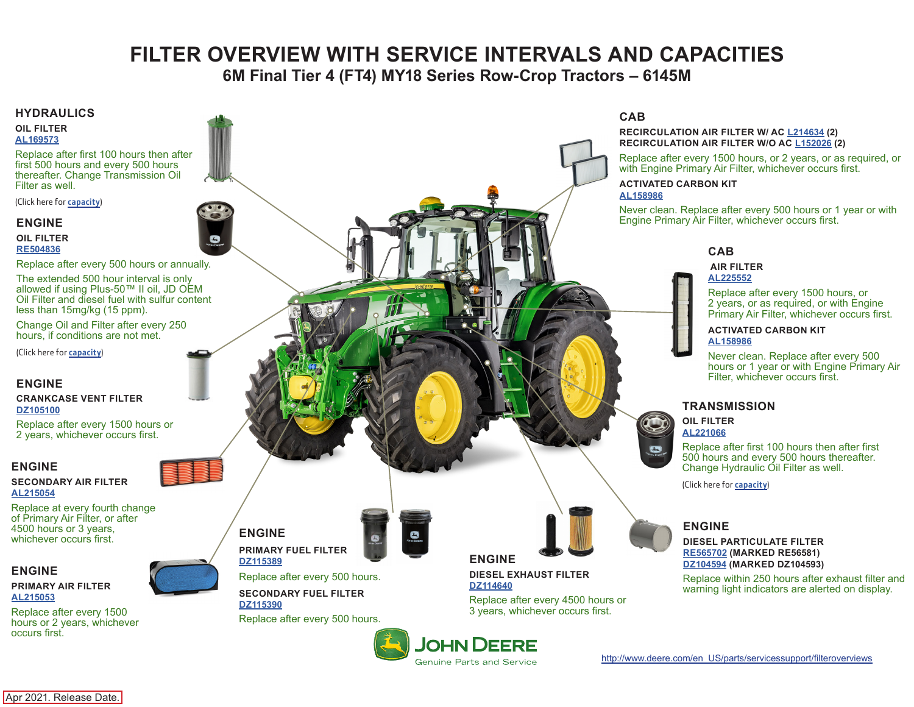# FILTER OVERVIEW WITH SERVICE INTERVALS AND CAPACITIES

## 6M Final Tier 4 (FT4) MY18 Series Row-Crop Tractors – 6145M

### HYDRAULICS

**OIL FILTER**
AL169573

Replace after first 100 hours then after first 500 hours and every 500 hours thereafter. Change Transmission Oil Filter as well.

(Click here for capacity)

### ENGINE

**OIL FILTER**
RE504836

Replace after every 500 hours or annually.

The extended 500 hour interval is only allowed if using Plus-50™ II oil, JD OEM Oil Filter and diesel fuel with sulfur content less than 15mg/kg (15 ppm).

Change Oil and Filter after every 250 hours, if conditions are not met.

(Click here for capacity)

### ENGINE

**CRANKCASE VENT FILTER**
DZ105100

Replace after every 1500 hours or 2 years, whichever occurs first.

### ENGINE

**SECONDARY AIR FILTER**
AL215054

Replace at every fourth change of Primary Air Filter, or after 4500 hours or 3 years, whichever occurs first.

### ENGINE

**PRIMARY AIR FILTER**
AL215053

Replace after every 1500 hours or 2 years, whichever occurs first.

### ENGINE

**PRIMARY FUEL FILTER**
DZ115389

Replace after every 500 hours.

**SECONDARY FUEL FILTER**
DZ115390

Replace after every 500 hours.

### ENGINE

**DIESEL EXHAUST FILTER**
DZ114640

Replace after every 4500 hours or 3 years, whichever occurs first.

### CAB

**RECIRCULATION AIR FILTER W/ AC** L214634 **(2)**
**RECIRCULATION AIR FILTER W/O AC** L152026 **(2)**

Replace after every 1500 hours, or 2 years, or as required, or with Engine Primary Air Filter, whichever occurs first.

**ACTIVATED CARBON KIT**
AL158986

Never clean. Replace after every 500 hours or 1 year or with Engine Primary Air Filter, whichever occurs first.

### CAB

**AIR FILTER**
AL225552

Replace after every 1500 hours, or 2 years, or as required, or with Engine Primary Air Filter, whichever occurs first.

**ACTIVATED CARBON KIT**
AL158986

Never clean. Replace after every 500 hours or 1 year or with Engine Primary Air Filter, whichever occurs first.

### TRANSMISSION

**OIL FILTER**
AL221066

Replace after first 100 hours then after first 500 hours and every 500 hours thereafter. Change Hydraulic Oil Filter as well.

(Click here for capacity)

### ENGINE

**DIESEL PARTICULATE FILTER**
RE565702 **(MARKED RE56581)**
DZ104594 **(MARKED DZ104593)**

Replace within 250 hours after exhaust filter and warning light indicators are alerted on display.

JOHN DEERE
Genuine Parts and Service

http://www.deere.com/en_US/parts/servicessupport/filteroverviews

Apr 2021. Release Date.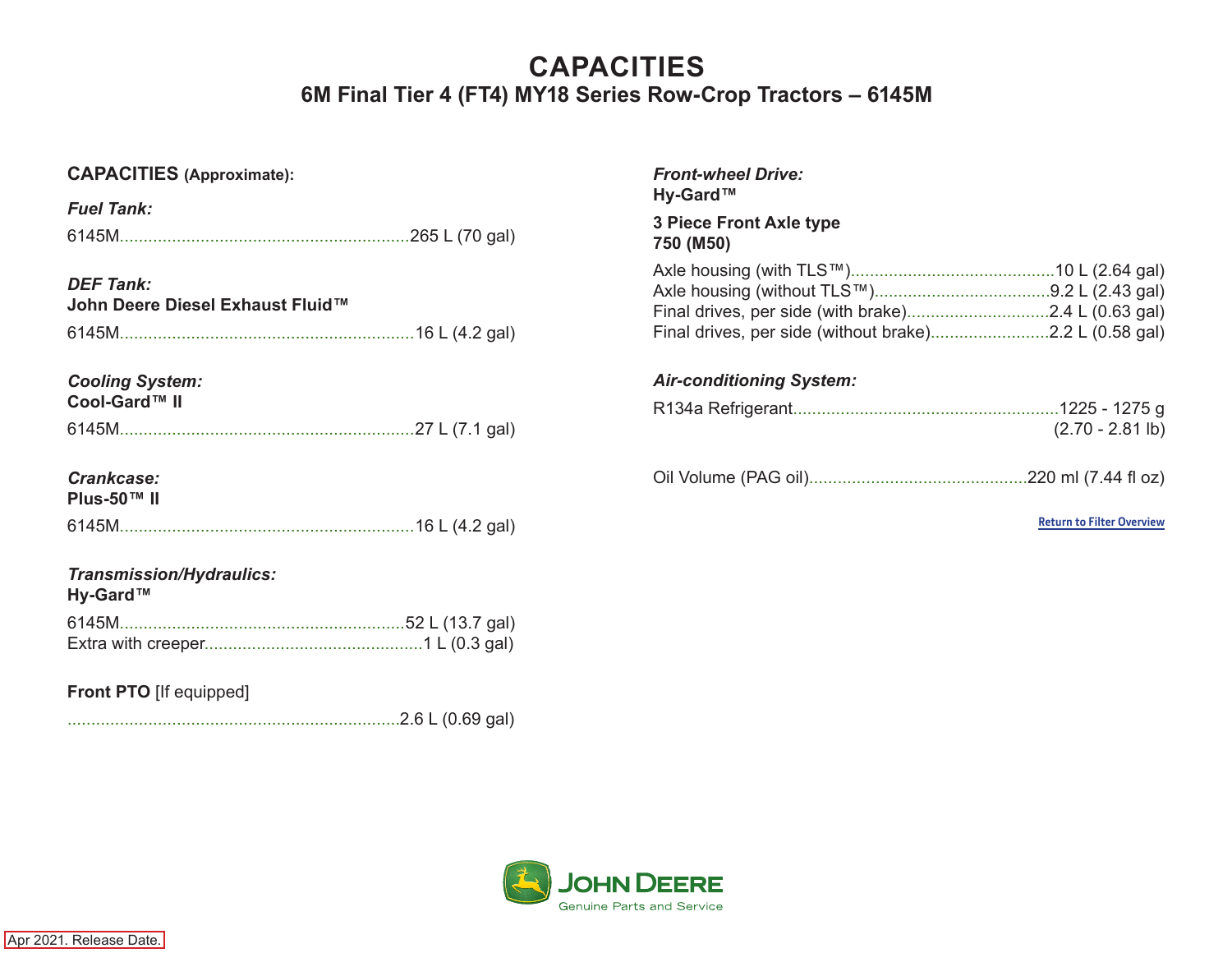# CAPACITIES

## 6M Final Tier 4 (FT4) MY18 Series Row-Crop Tractors – 6145M

**CAPACITIES** **(Approximate):**

*Fuel Tank:*

6145M.............................................................265 L (70 gal)

*DEF Tank:*
**John Deere Diesel Exhaust Fluid™**

6145M..............................................................16 L (4.2 gal)

*Cooling System:*
**Cool-Gard™ II**

6145M..............................................................27 L (7.1 gal)

*Crankcase:*
**Plus-50™ II**

6145M..............................................................16 L (4.2 gal)

*Transmission/Hydraulics:*
**Hy-Gard™**

6145M............................................................52 L (13.7 gal)
Extra with creeper..............................................1 L (0.3 gal)

**Front PTO** [If equipped]

......................................................................2.6 L (0.69 gal)

*Front-wheel Drive:*
**Hy-Gard™**

**3 Piece Front Axle type**
**750 (M50)**

Axle housing (with TLS™)...........................................10 L (2.64 gal)
Axle housing (without TLS™).....................................9.2 L (2.43 gal)
Final drives, per side (with brake)..............................2.4 L (0.63 gal)
Final drives, per side (without brake).........................2.2 L (0.58 gal)

*Air-conditioning System:*

R134a Refrigerant.......................................................1225 - 1275 g (2.70 - 2.81 lb)

Oil Volume (PAG oil).............................................220 ml (7.44 fl oz)

Return to Filter Overview

JOHN DEERE
Genuine Parts and Service

Apr 2021. Release Date.